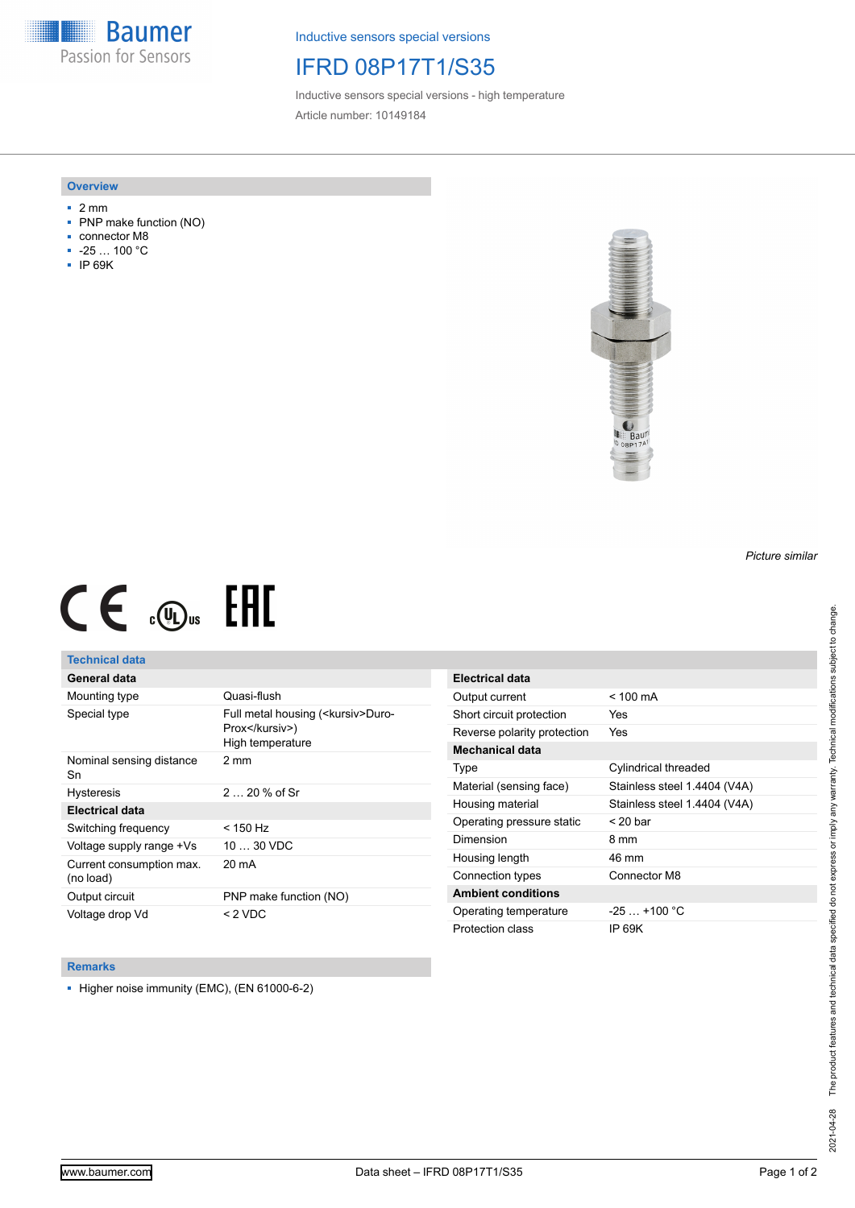Baumer
Passion for Sensors

Inductive sensors special versions

# IFRD 08P17T1/S35

Inductive sensors special versions - high temperature

Article number: 10149184

## Overview

- 2 mm
- PNP make function (NO)
- connector M8
- -25 … 100 °C
- IP 69K

*Picture similar*

## Technical data

| General data | |
|---|---|
| Mounting type | Quasi-flush |
| Special type | Full metal housing (<kursiv>Duro-Prox</kursiv>)<br>High temperature |
| Nominal sensing distance Sn | 2 mm |
| Hysteresis | 2 … 20 % of Sr |
| **Electrical data** | |
| Switching frequency | < 150 Hz |
| Voltage supply range +Vs | 10 … 30 VDC |
| Current consumption max. (no load) | 20 mA |
| Output circuit | PNP make function (NO) |
| Voltage drop Vd | < 2 VDC |

| Electrical data | |
|---|---|
| Output current | < 100 mA |
| Short circuit protection | Yes |
| Reverse polarity protection | Yes |
| **Mechanical data** | |
| Type | Cylindrical threaded |
| Material (sensing face) | Stainless steel 1.4404 (V4A) |
| Housing material | Stainless steel 1.4404 (V4A) |
| Operating pressure static | < 20 bar |
| Dimension | 8 mm |
| Housing length | 46 mm |
| Connection types | Connector M8 |
| **Ambient conditions** | |
| Operating temperature | -25 … +100 °C |
| Protection class | IP 69K |

## Remarks

- Higher noise immunity (EMC), (EN 61000-6-2)

The product features and technical data specified do not express or imply any warranty. Technical modifications subject to change.

2021-04-28

www.baumer.com

Data sheet – IFRD 08P17T1/S35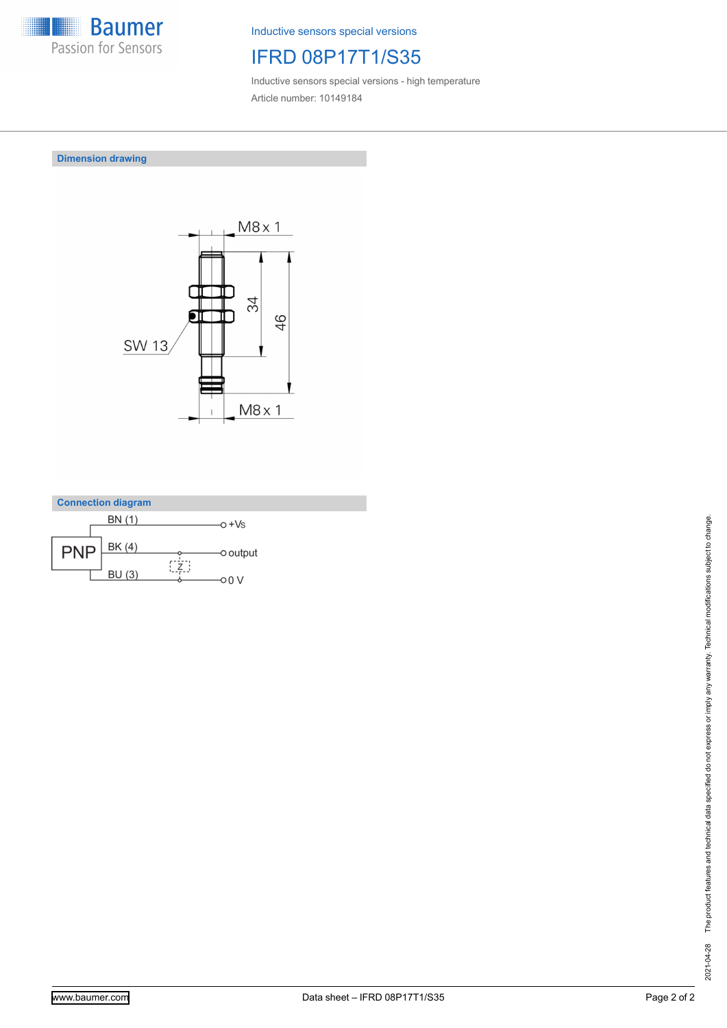Inductive sensors special versions

# IFRD 08P17T1/S35

Inductive sensors special versions - high temperature

Article number: 10149184

## Dimension drawing

M8 x 1

34

46

SW 13

M8 x 1

## Connection diagram

PNP

BN (1) +Vs

BK (4) output

Z

BU (3) 0 V

2021-04-28 The product features and technical data specified do not express or imply any warranty. Technical modifications subject to change.

www.baumer.com

Data sheet – IFRD 08P17T1/S35